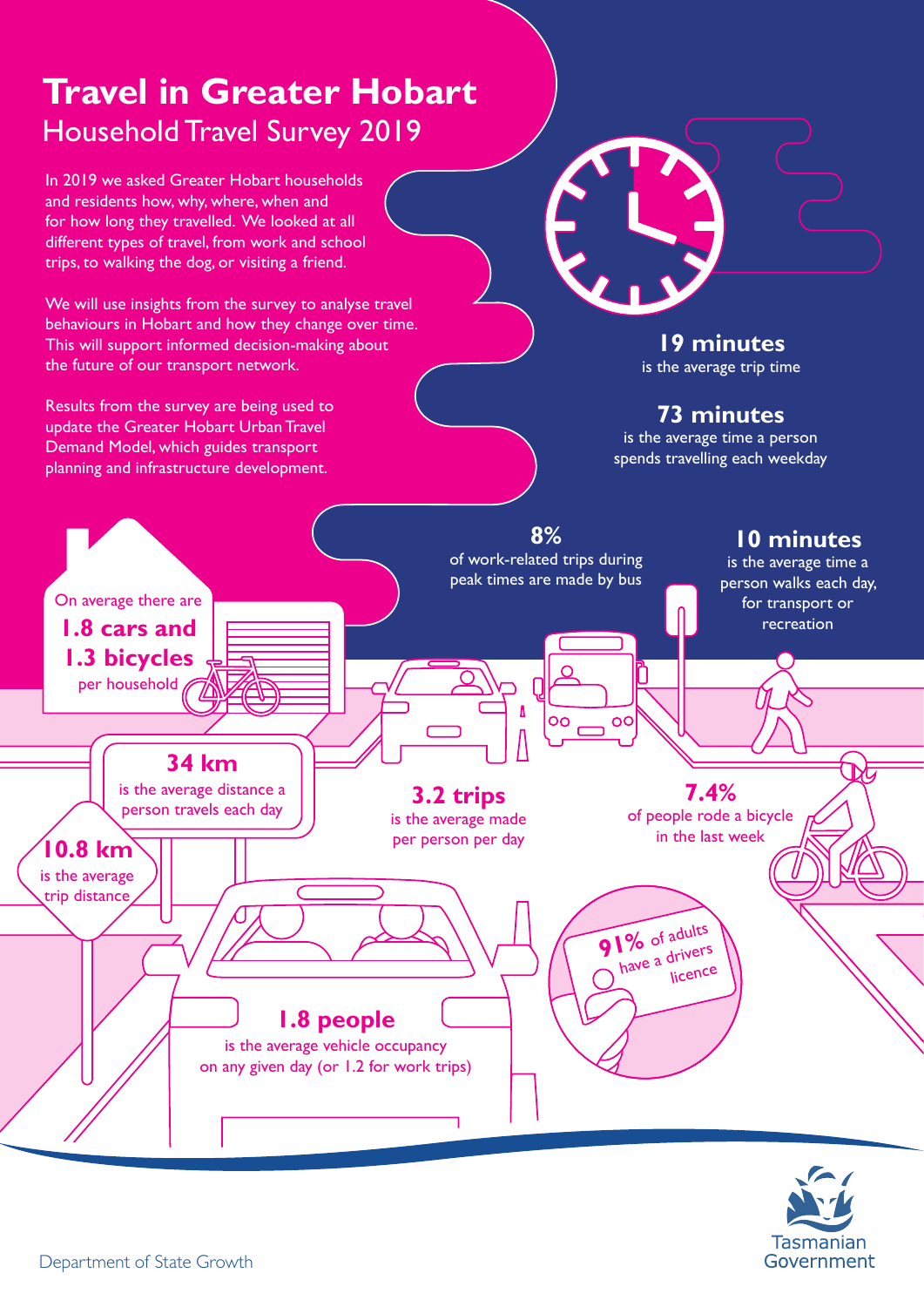# Travel in Greater Hobart

## Household Travel Survey 2019

In 2019 we asked Greater Hobart households and residents how, why, where, when and for how long they travelled. We looked at all different types of travel, from work and school trips, to walking the dog, or visiting a friend.

We will use insights from the survey to analyse travel behaviours in Hobart and how they change over time. This will support informed decision-making about the future of our transport network.

Results from the survey are being used to update the Greater Hobart Urban Travel Demand Model, which guides transport planning and infrastructure development.

**19 minutes**
is the average trip time

**73 minutes**
is the average time a person spends travelling each weekday

**8%**
of work-related trips during peak times are made by bus

**10 minutes**
is the average time a person walks each day, for transport or recreation

On average there are
**1.8 cars and**
**1.3 bicycles**
per household

**34 km**
is the average distance a person travels each day

**10.8 km**
is the average trip distance

**3.2 trips**
is the average made per person per day

**7.4%**
of people rode a bicycle in the last week

**91%** of adults have a drivers licence

**1.8 people**
is the average vehicle occupancy on any given day (or 1.2 for work trips)

Department of State Growth

Tasmanian Government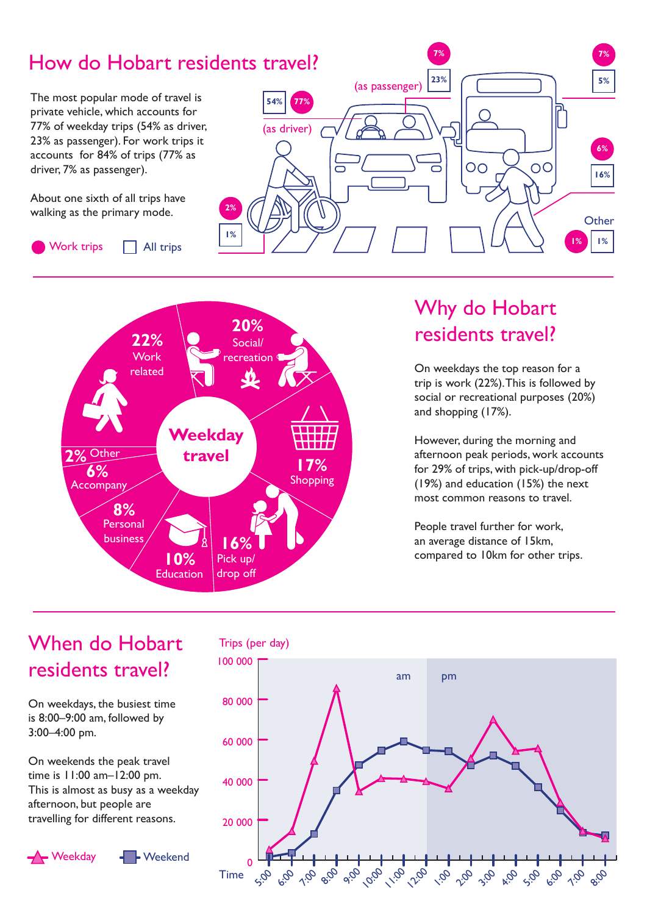# How do Hobart residents travel?

The most popular mode of travel is private vehicle, which accounts for 77% of weekday trips (54% as driver, 23% as passenger). For work trips it accounts for 84% of trips (77% as driver, 7% as passenger).

About one sixth of all trips have walking as the primary mode.

Work trips

All trips

54%
77%
(as driver)

(as passenger)
7%
23%

7%
5%

6%
16%

2%
1%

Other
1%
1%

# Why do Hobart residents travel?

On weekdays the top reason for a trip is work (22%). This is followed by social or recreational purposes (20%) and shopping (17%).

However, during the morning and afternoon peak periods, work accounts for 29% of trips, with pick-up/drop-off (19%) and education (15%) the next most common reasons to travel.

People travel further for work, an average distance of 15km, compared to 10km for other trips.

Weekday travel

22% Work related

20% Social/ recreation

17% Shopping

16% Pick up/ drop off

10% Education

8% Personal business

6% Accompany

2% Other

# When do Hobart residents travel?

On weekdays, the busiest time is 8:00–9:00 am, followed by 3:00–4:00 pm.

On weekends the peak travel time is 11:00 am–12:00 pm. This is almost as busy as a weekday afternoon, but people are travelling for different reasons.

Weekday

Weekend

Trips (per day)

100 000
80 000
60 000
40 000
20 000
0

am
pm

Time
5:00 6:00 7:00 8:00 9:00 10:00 11:00 12:00 1:00 2:00 3:00 4:00 5:00 6:00 7:00 8:00